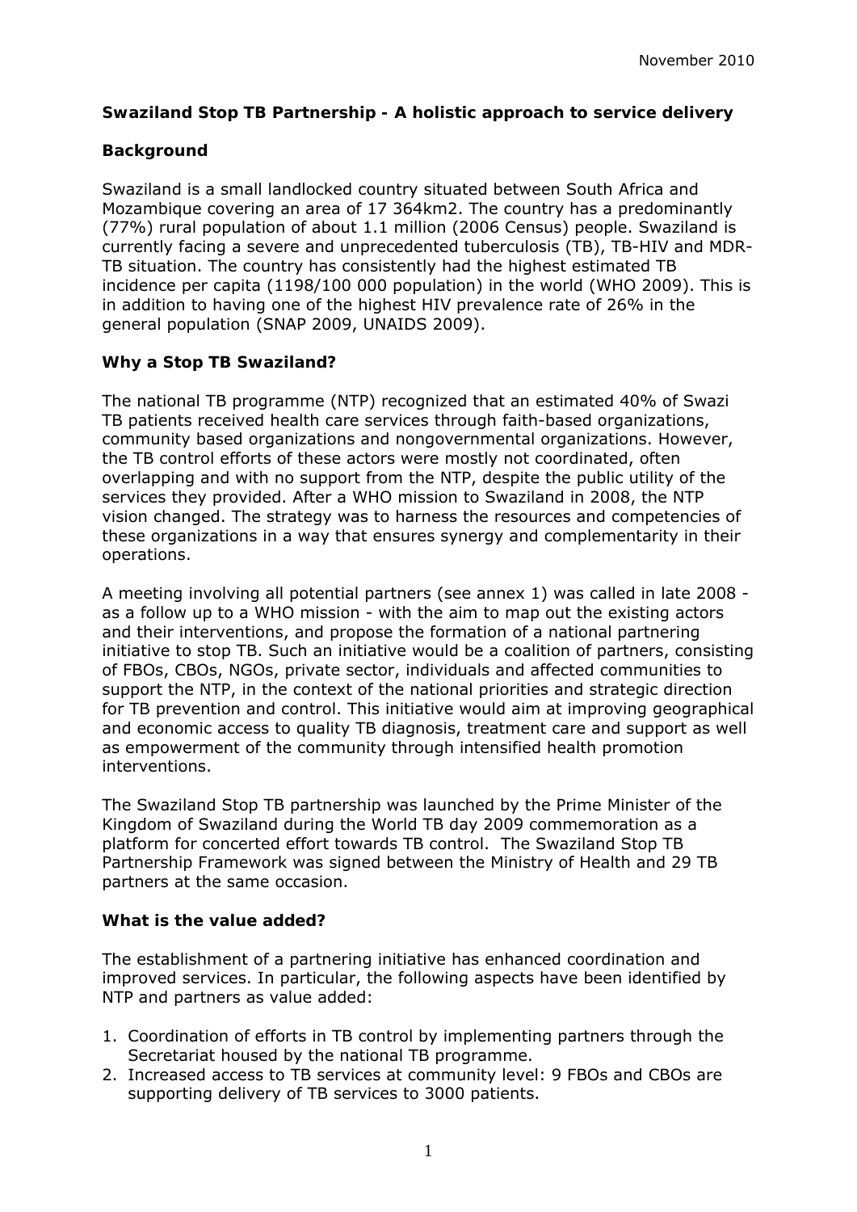November 2010

**Swaziland Stop TB Partnership - A holistic approach to service delivery**

**Background**

Swaziland is a small landlocked country situated between South Africa and Mozambique covering an area of 17 364km2. The country has a predominantly (77%) rural population of about 1.1 million (2006 Census) people. Swaziland is currently facing a severe and unprecedented tuberculosis (TB), TB-HIV and MDR-TB situation. The country has consistently had the highest estimated TB incidence per capita (1198/100 000 population) in the world (WHO 2009). This is in addition to having one of the highest HIV prevalence rate of 26% in the general population (SNAP 2009, UNAIDS 2009).

**Why a Stop TB Swaziland?**

The national TB programme (NTP) recognized that an estimated 40% of Swazi TB patients received health care services through faith-based organizations, community based organizations and nongovernmental organizations. However, the TB control efforts of these actors were mostly not coordinated, often overlapping and with no support from the NTP, despite the public utility of the services they provided. After a WHO mission to Swaziland in 2008, the NTP vision changed. The strategy was to harness the resources and competencies of these organizations in a way that ensures synergy and complementarity in their operations.

A meeting involving all potential partners (see annex 1) was called in late 2008 - as a follow up to a WHO mission - with the aim to map out the existing actors and their interventions, and propose the formation of a national partnering initiative to stop TB. Such an initiative would be a coalition of partners, consisting of FBOs, CBOs, NGOs, private sector, individuals and affected communities to support the NTP, in the context of the national priorities and strategic direction for TB prevention and control. This initiative would aim at improving geographical and economic access to quality TB diagnosis, treatment care and support as well as empowerment of the community through intensified health promotion interventions.

The Swaziland Stop TB partnership was launched by the Prime Minister of the Kingdom of Swaziland during the World TB day 2009 commemoration as a platform for concerted effort towards TB control. The Swaziland Stop TB Partnership Framework was signed between the Ministry of Health and 29 TB partners at the same occasion.

**What is the value added?**

The establishment of a partnering initiative has enhanced coordination and improved services. In particular, the following aspects have been identified by NTP and partners as value added:

1. Coordination of efforts in TB control by implementing partners through the Secretariat housed by the national TB programme.
2. Increased access to TB services at community level: 9 FBOs and CBOs are supporting delivery of TB services to 3000 patients.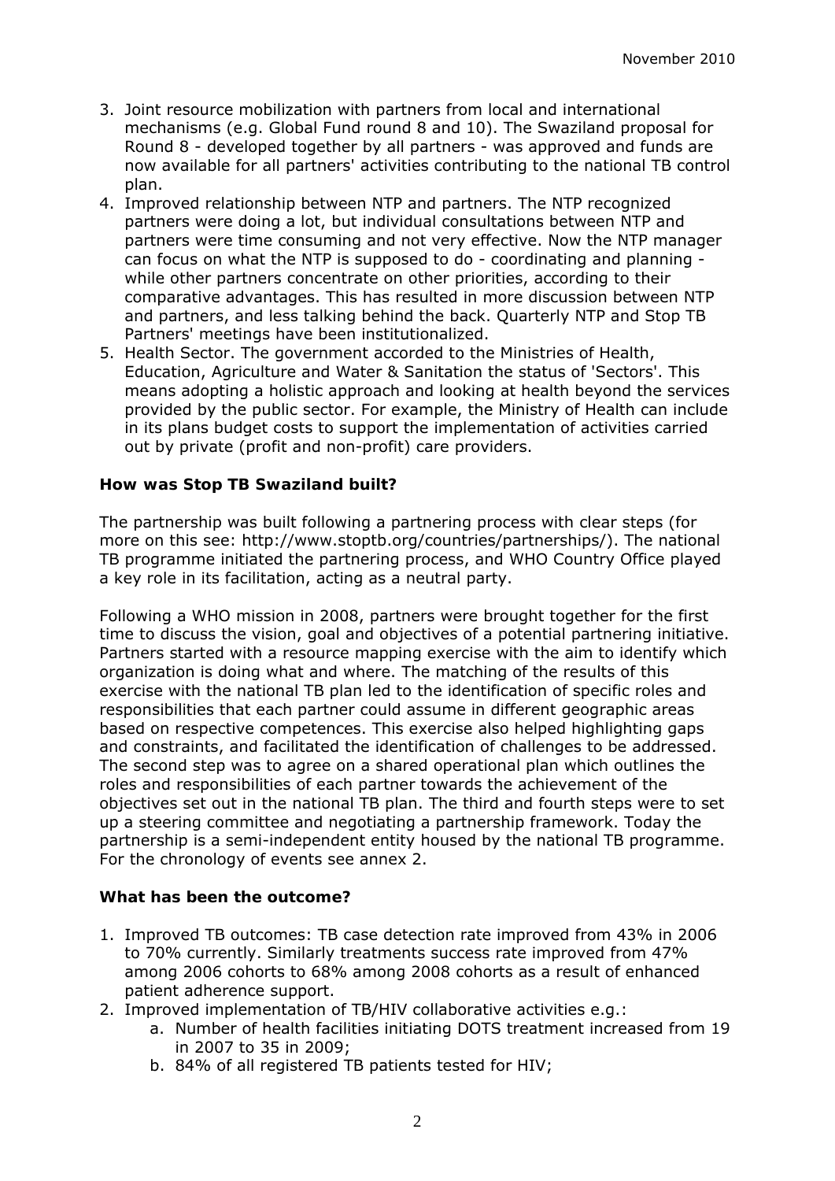3. Joint resource mobilization with partners from local and international mechanisms (e.g. Global Fund round 8 and 10). The Swaziland proposal for Round 8 - developed together by all partners - was approved and funds are now available for all partners' activities contributing to the national TB control plan.
4. Improved relationship between NTP and partners. The NTP recognized partners were doing a lot, but individual consultations between NTP and partners were time consuming and not very effective. Now the NTP manager can focus on what the NTP is supposed to do - coordinating and planning - while other partners concentrate on other priorities, according to their comparative advantages. This has resulted in more discussion between NTP and partners, and less talking behind the back. Quarterly NTP and Stop TB Partners' meetings have been institutionalized.
5. Health Sector. The government accorded to the Ministries of Health, Education, Agriculture and Water & Sanitation the status of 'Sectors'. This means adopting a holistic approach and looking at health beyond the services provided by the public sector. For example, the Ministry of Health can include in its plans budget costs to support the implementation of activities carried out by private (profit and non-profit) care providers.

**How was Stop TB Swaziland built?**

The partnership was built following a partnering process with clear steps (for more on this see: http://www.stoptb.org/countries/partnerships/). The national TB programme initiated the partnering process, and WHO Country Office played a key role in its facilitation, acting as a neutral party.

Following a WHO mission in 2008, partners were brought together for the first time to discuss the vision, goal and objectives of a potential partnering initiative. Partners started with a resource mapping exercise with the aim to identify which organization is doing what and where. The matching of the results of this exercise with the national TB plan led to the identification of specific roles and responsibilities that each partner could assume in different geographic areas based on respective competences. This exercise also helped highlighting gaps and constraints, and facilitated the identification of challenges to be addressed. The second step was to agree on a shared operational plan which outlines the roles and responsibilities of each partner towards the achievement of the objectives set out in the national TB plan. The third and fourth steps were to set up a steering committee and negotiating a partnership framework. Today the partnership is a semi-independent entity housed by the national TB programme. For the chronology of events see annex 2.

**What has been the outcome?**

1. Improved TB outcomes: TB case detection rate improved from 43% in 2006 to 70% currently. Similarly treatments success rate improved from 47% among 2006 cohorts to 68% among 2008 cohorts as a result of enhanced patient adherence support.
2. Improved implementation of TB/HIV collaborative activities e.g.:
   a. Number of health facilities initiating DOTS treatment increased from 19 in 2007 to 35 in 2009;
   b. 84% of all registered TB patients tested for HIV;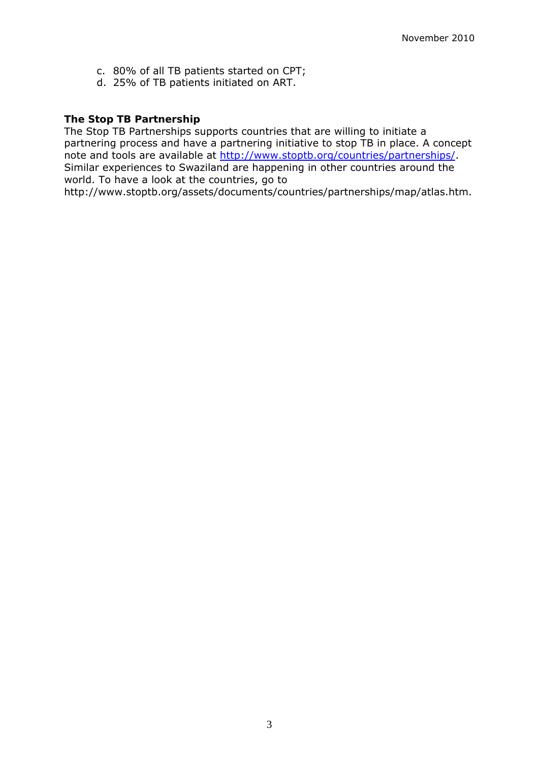c. 80% of all TB patients started on CPT;
d. 25% of TB patients initiated on ART.

**The Stop TB Partnership**

The Stop TB Partnerships supports countries that are willing to initiate a partnering process and have a partnering initiative to stop TB in place. A concept note and tools are available at [http://www.stoptb.org/countries/partnerships/](http://www.stoptb.org/countries/partnerships/). Similar experiences to Swaziland are happening in other countries around the world. To have a look at the countries, go to http://www.stoptb.org/assets/documents/countries/partnerships/map/atlas.htm.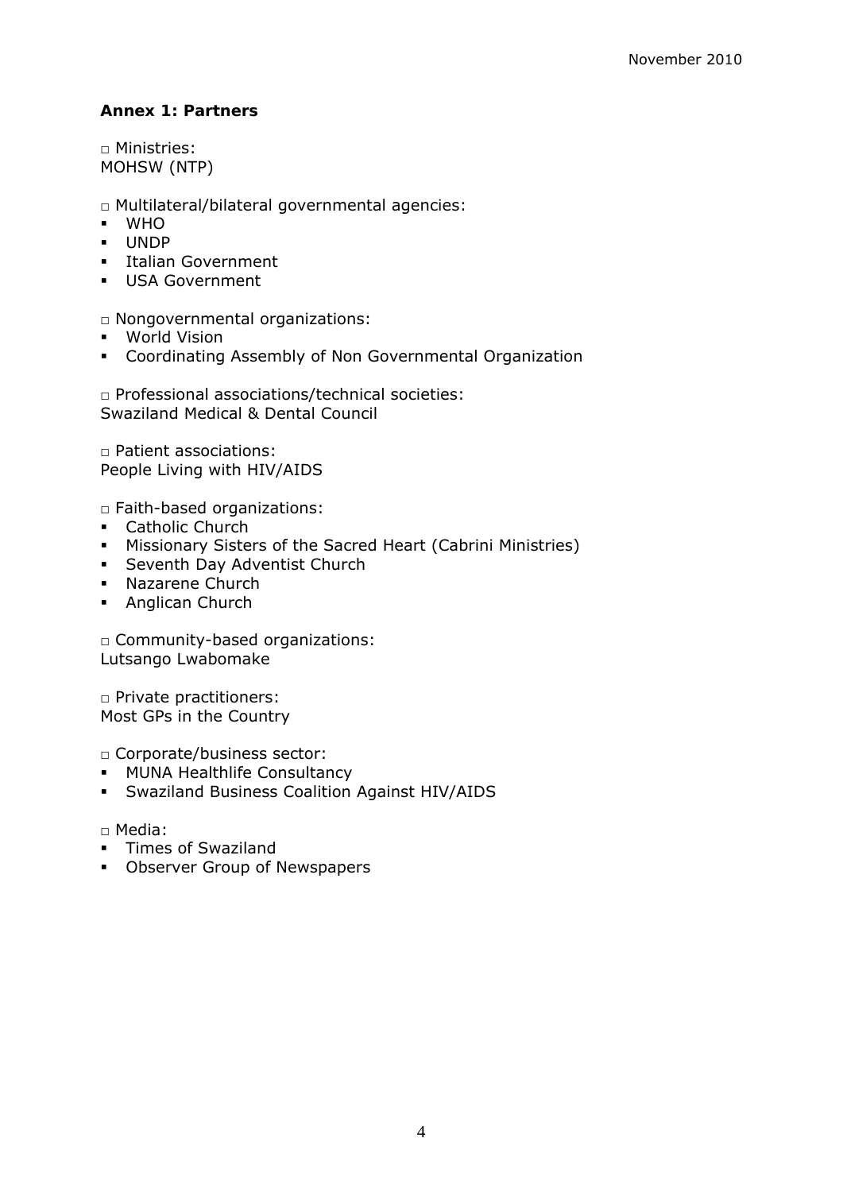## Annex 1: Partners

□ Ministries:
MOHSW (NTP)

□ Multilateral/bilateral governmental agencies:

- WHO
- UNDP
- Italian Government
- USA Government

□ Nongovernmental organizations:

- World Vision
- Coordinating Assembly of Non Governmental Organization

□ Professional associations/technical societies:
Swaziland Medical & Dental Council

□ Patient associations:
People Living with HIV/AIDS

□ Faith-based organizations:

- Catholic Church
- Missionary Sisters of the Sacred Heart (Cabrini Ministries)
- Seventh Day Adventist Church
- Nazarene Church
- Anglican Church

□ Community-based organizations:
Lutsango Lwabomake

□ Private practitioners:
Most GPs in the Country

□ Corporate/business sector:

- MUNA Healthlife Consultancy
- Swaziland Business Coalition Against HIV/AIDS

□ Media:

- Times of Swaziland
- Observer Group of Newspapers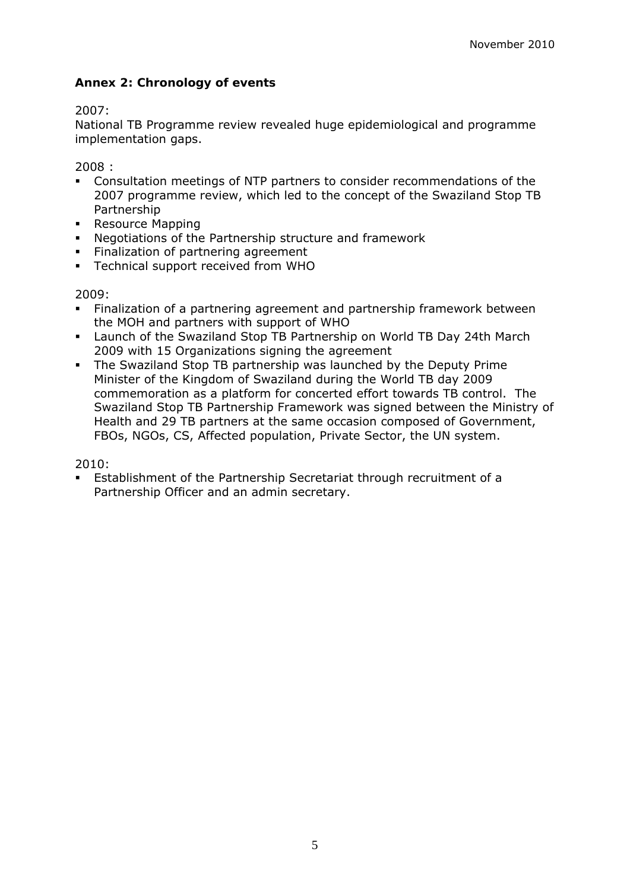### Annex 2: Chronology of events

2007:
National TB Programme review revealed huge epidemiological and programme implementation gaps.

2008 :

- Consultation meetings of NTP partners to consider recommendations of the 2007 programme review, which led to the concept of the Swaziland Stop TB Partnership
- Resource Mapping
- Negotiations of the Partnership structure and framework
- Finalization of partnering agreement
- Technical support received from WHO

2009:

- Finalization of a partnering agreement and partnership framework between the MOH and partners with support of WHO
- Launch of the Swaziland Stop TB Partnership on World TB Day 24th March 2009 with 15 Organizations signing the agreement
- The Swaziland Stop TB partnership was launched by the Deputy Prime Minister of the Kingdom of Swaziland during the World TB day 2009 commemoration as a platform for concerted effort towards TB control. The Swaziland Stop TB Partnership Framework was signed between the Ministry of Health and 29 TB partners at the same occasion composed of Government, FBOs, NGOs, CS, Affected population, Private Sector, the UN system.

2010:

- Establishment of the Partnership Secretariat through recruitment of a Partnership Officer and an admin secretary.